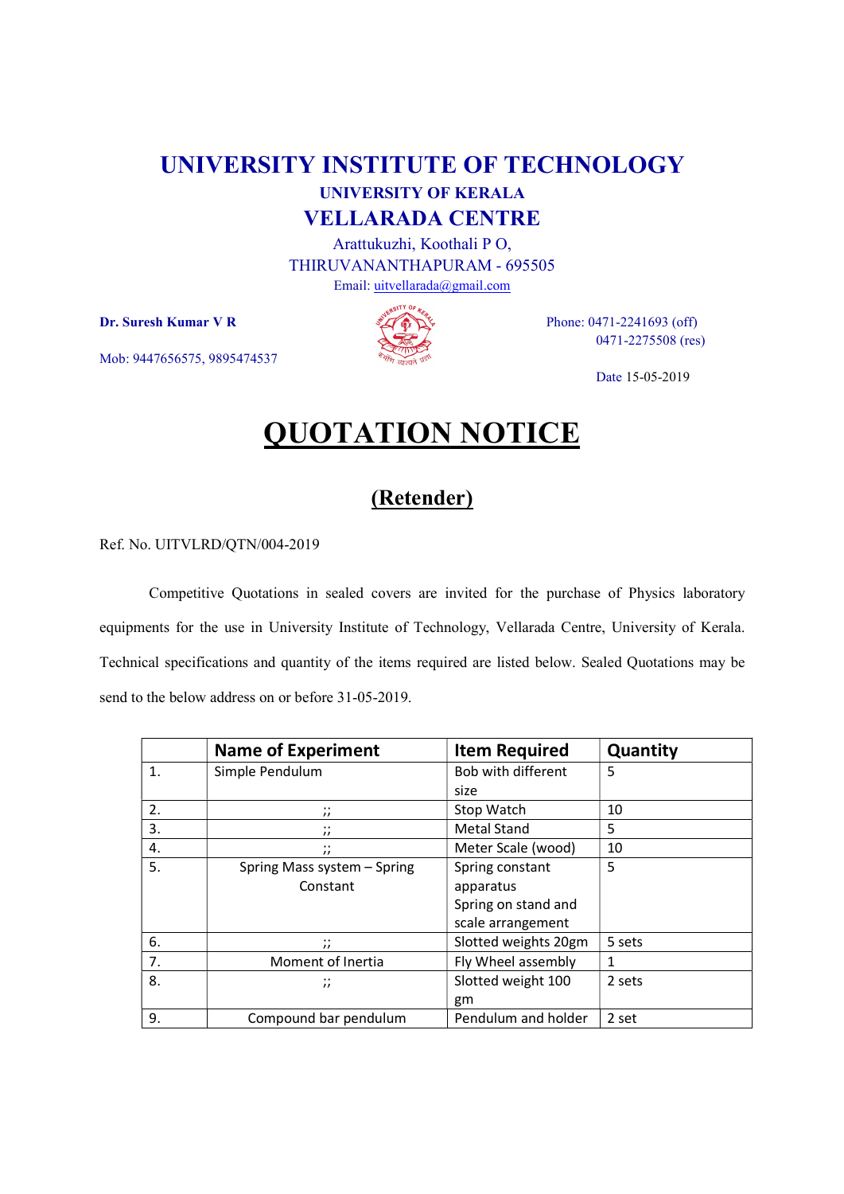# UNIVERSITY INSTITUTE OF TECHNOLOGY

### UNIVERSITY OF KERALA

## VELLARADA CENTRE

Arattukuzhi, Koothali P O,
THIRUVANANTHAPURAM - 695505
Email: uitvellarada@gmail.com

**Dr. Suresh Kumar V R**

Mob: 9447656575, 9895474537

Phone: 0471-2241693 (off)
0471-2275508 (res)

Date 15-05-2019

# QUOTATION NOTICE

## (Retender)

Ref. No. UITVLRD/QTN/004-2019

Competitive Quotations in sealed covers are invited for the purchase of Physics laboratory equipments for the use in University Institute of Technology, Vellarada Centre, University of Kerala. Technical specifications and quantity of the items required are listed below. Sealed Quotations may be send to the below address on or before 31-05-2019.

| | Name of Experiment | Item Required | Quantity |
|---|---|---|---|
| 1. | Simple Pendulum | Bob with different size | 5 |
| 2. | ;; | Stop Watch | 10 |
| 3. | ;; | Metal Stand | 5 |
| 4. | ;; | Meter Scale (wood) | 10 |
| 5. | Spring Mass system – Spring Constant | Spring constant apparatus Spring on stand and scale arrangement | 5 |
| 6. | ;; | Slotted weights 20gm | 5 sets |
| 7. | Moment of Inertia | Fly Wheel assembly | 1 |
| 8. | ;; | Slotted weight 100 gm | 2 sets |
| 9. | Compound bar pendulum | Pendulum and holder | 2 set |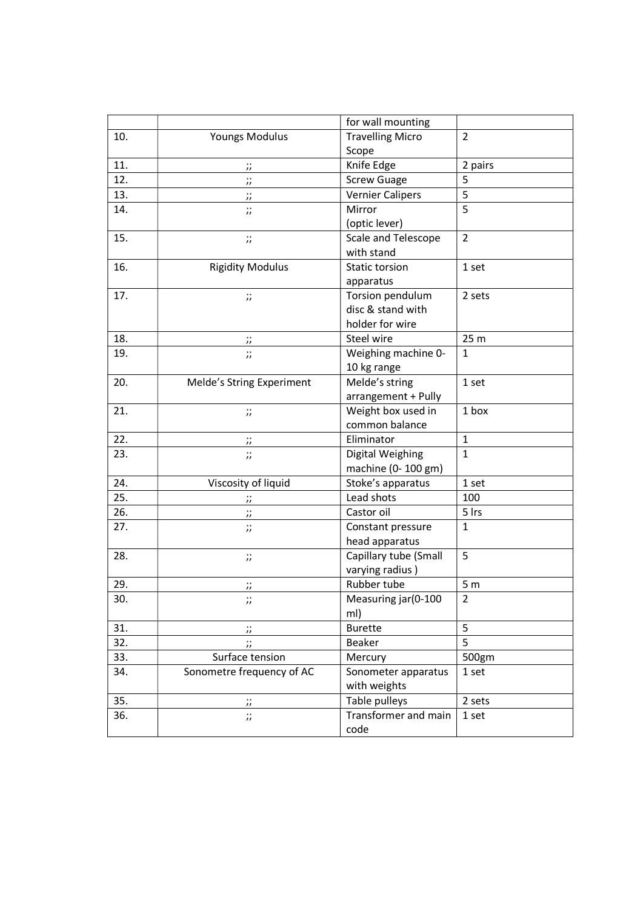|  |  | for wall mounting |  |
|---|---|---|---|
| 10. | Youngs Modulus | Travelling Micro Scope | 2 |
| 11. | ;; | Knife Edge | 2 pairs |
| 12. | ;; | Screw Guage | 5 |
| 13. | ;; | Vernier Calipers | 5 |
| 14. | ;; | Mirror (optic lever) | 5 |
| 15. | ;; | Scale and Telescope with stand | 2 |
| 16. | Rigidity Modulus | Static torsion apparatus | 1 set |
| 17. | ;; | Torsion pendulum disc & stand with holder for wire | 2 sets |
| 18. | ;; | Steel wire | 25 m |
| 19. | ;; | Weighing machine 0-10 kg range | 1 |
| 20. | Melde's String Experiment | Melde's string arrangement + Pully | 1 set |
| 21. | ;; | Weight box used in common balance | 1 box |
| 22. | ;; | Eliminator | 1 |
| 23. | ;; | Digital Weighing machine (0- 100 gm) | 1 |
| 24. | Viscosity of liquid | Stoke's apparatus | 1 set |
| 25. | ;; | Lead shots | 100 |
| 26. | ;; | Castor oil | 5 lrs |
| 27. | ;; | Constant pressure head apparatus | 1 |
| 28. | ;; | Capillary tube (Small varying radius ) | 5 |
| 29. | ;; | Rubber tube | 5 m |
| 30. | ;; | Measuring jar(0-100 ml) | 2 |
| 31. | ;; | Burette | 5 |
| 32. | ;; | Beaker | 5 |
| 33. | Surface tension | Mercury | 500gm |
| 34. | Sonometre frequency of AC | Sonometer apparatus with weights | 1 set |
| 35. | ;; | Table pulleys | 2 sets |
| 36. | ;; | Transformer and main code | 1 set |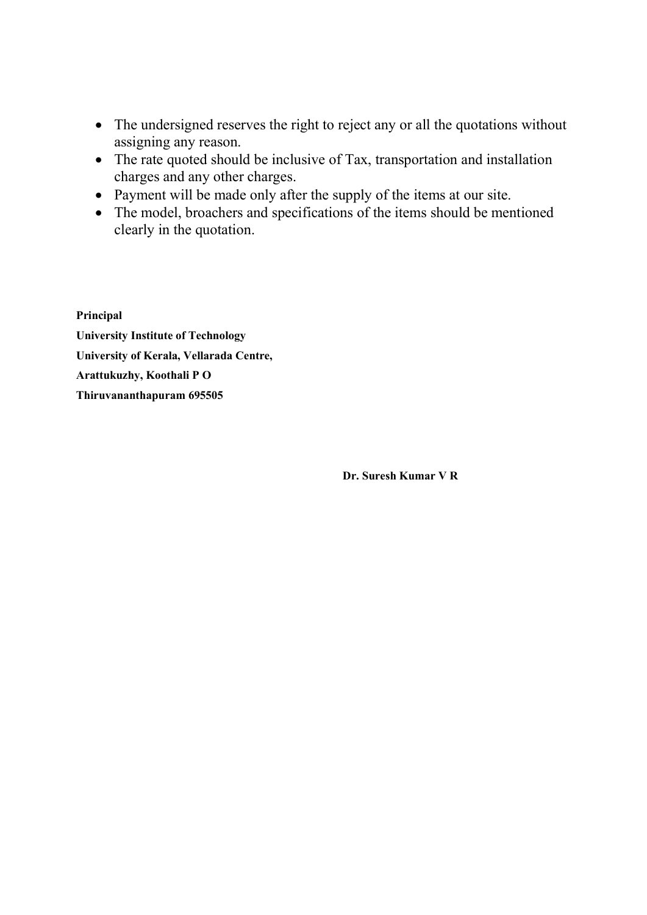- The undersigned reserves the right to reject any or all the quotations without assigning any reason.
- The rate quoted should be inclusive of Tax, transportation and installation charges and any other charges.
- Payment will be made only after the supply of the items at our site.
- The model, broachers and specifications of the items should be mentioned clearly in the quotation.

**Principal**
**University Institute of Technology**
**University of Kerala, Vellarada Centre,**
**Arattukuzhy, Koothali P O**
**Thiruvananthapuram 695505**

**Dr. Suresh Kumar V R**